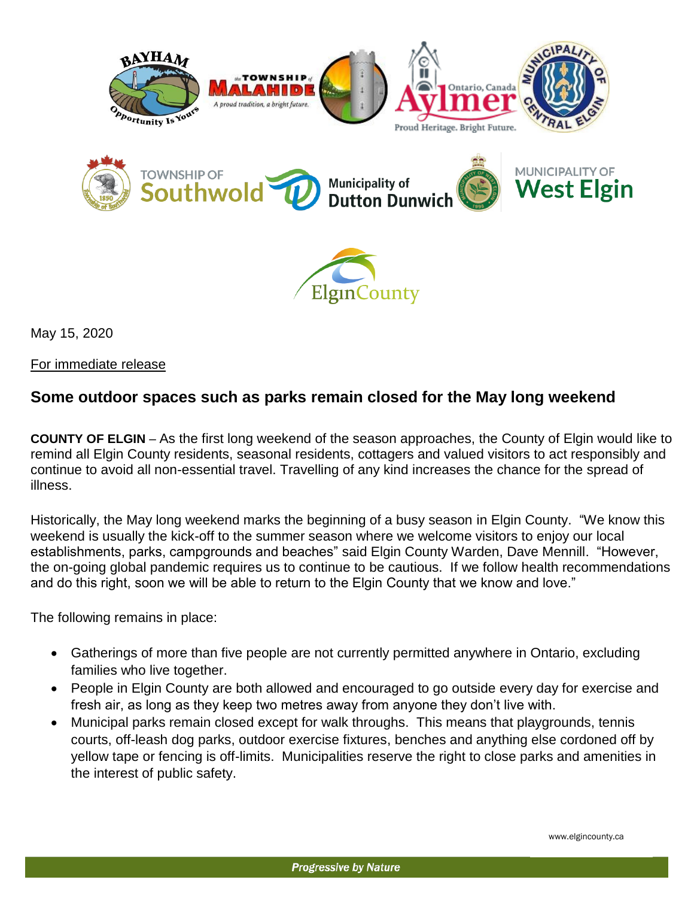May 15, 2020

For immediate release

## Some outdoor spaces such as parks remain closed for the May long weekend

**COUNTY OF ELGIN** – As the first long weekend of the season approaches, the County of Elgin would like to remind all Elgin County residents, seasonal residents, cottagers and valued visitors to act responsibly and continue to avoid all non-essential travel. Travelling of any kind increases the chance for the spread of illness.

Historically, the May long weekend marks the beginning of a busy season in Elgin County. "We know this weekend is usually the kick-off to the summer season where we welcome visitors to enjoy our local establishments, parks, campgrounds and beaches" said Elgin County Warden, Dave Mennill. "However, the on-going global pandemic requires us to continue to be cautious. If we follow health recommendations and do this right, soon we will be able to return to the Elgin County that we know and love."

The following remains in place:

- Gatherings of more than five people are not currently permitted anywhere in Ontario, excluding families who live together.
- People in Elgin County are both allowed and encouraged to go outside every day for exercise and fresh air, as long as they keep two metres away from anyone they don't live with.
- Municipal parks remain closed except for walk throughs. This means that playgrounds, tennis courts, off-leash dog parks, outdoor exercise fixtures, benches and anything else cordoned off by yellow tape or fencing is off-limits. Municipalities reserve the right to close parks and amenities in the interest of public safety.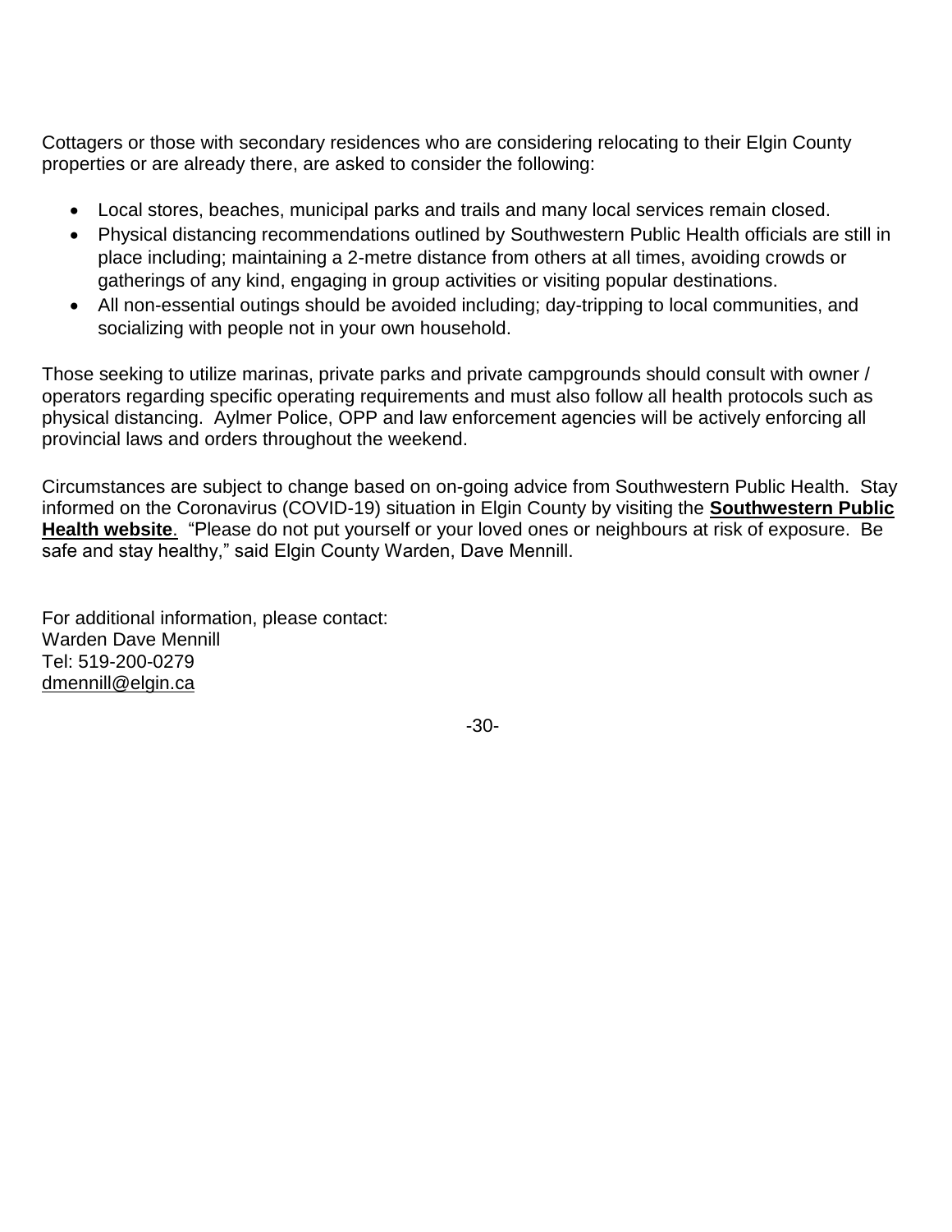Cottagers or those with secondary residences who are considering relocating to their Elgin County properties or are already there, are asked to consider the following:

- Local stores, beaches, municipal parks and trails and many local services remain closed.
- Physical distancing recommendations outlined by Southwestern Public Health officials are still in place including; maintaining a 2-metre distance from others at all times, avoiding crowds or gatherings of any kind, engaging in group activities or visiting popular destinations.
- All non-essential outings should be avoided including; day-tripping to local communities, and socializing with people not in your own household.

Those seeking to utilize marinas, private parks and private campgrounds should consult with owner / operators regarding specific operating requirements and must also follow all health protocols such as physical distancing. Aylmer Police, OPP and law enforcement agencies will be actively enforcing all provincial laws and orders throughout the weekend.

Circumstances are subject to change based on on-going advice from Southwestern Public Health. Stay informed on the Coronavirus (COVID-19) situation in Elgin County by visiting the **Southwestern Public Health website**. "Please do not put yourself or your loved ones or neighbours at risk of exposure. Be safe and stay healthy," said Elgin County Warden, Dave Mennill.

For additional information, please contact:
Warden Dave Mennill
Tel: 519-200-0279
dmennill@elgin.ca

-30-